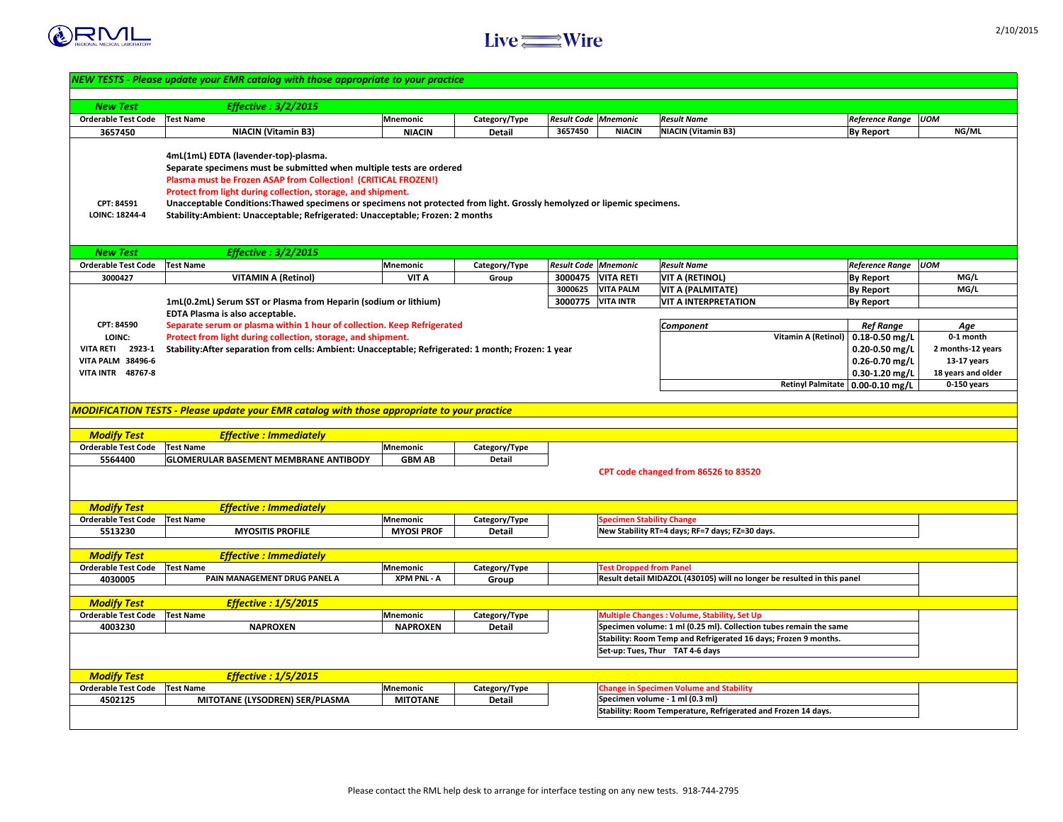RML Live Wire

2/10/2015

## *NEW TESTS - Please update your EMR catalog with those appropriate to your practice*

### *New Test* — *Effective : 3/2/2015*

| Orderable Test Code | Test Name | Mnemonic | Category/Type | Result Code | Mnemonic | Result Name | Reference Range | UOM |
|---|---|---|---|---|---|---|---|---|
| 3657450 | NIACIN (Vitamin B3) | NIACIN | Detail | 3657450 | NIACIN | NIACIN (Vitamin B3) | By Report | NG/ML |

CPT: 84591
LOINC: 18244-4

**4mL(1mL) EDTA (lavender-top)-plasma.**
**Separate specimens must be submitted when multiple tests are ordered**
**Plasma must be Frozen ASAP from Collection! (CRITICAL FROZEN!)**
**Protect from light during collection, storage, and shipment.**
**Unacceptable Conditions:Thawed specimens or specimens not protected from light. Grossly hemolyzed or lipemic specimens.**
**Stability:Ambient: Unacceptable; Refrigerated: Unacceptable; Frozen: 2 months**

### *New Test* — *Effective : 3/2/2015*

| Orderable Test Code | Test Name | Mnemonic | Category/Type | Result Code | Mnemonic | Result Name | Reference Range | UOM |
|---|---|---|---|---|---|---|---|---|
| 3000427 | VITAMIN A (Retinol) | VIT A | Group | 3000475 | VITA RETI | VIT A (RETINOL) | By Report | MG/L |
| | | | | 3000625 | VITA PALM | VIT A (PALMITATE) | By Report | MG/L |
| | | | | 3000775 | VITA INTR | VIT A INTERPRETATION | By Report | |

CPT: 84590
LOINC:
VITA RETI 2923-1
VITA PALM 38496-6
VITA INTR 48767-8

**1mL(0.2mL) Serum SST or Plasma from Heparin (sodium or lithium)**
**EDTA Plasma is also acceptable.**
**Separate serum or plasma within 1 hour of collection. Keep Refrigerated**
**Protect from light during collection, storage, and shipment.**
**Stability:After separation from cells: Ambient: Unacceptable; Refrigerated: 1 month; Frozen: 1 year**

| Component | Ref Range | Age |
|---|---|---|
| Vitamin A (Retinol) | 0.18-0.50 mg/L | 0-1 month |
| | 0.20-0.50 mg/L | 2 months-12 years |
| | 0.26-0.70 mg/L | 13-17 years |
| | 0.30-1.20 mg/L | 18 years and older |
| Retinyl Palmitate | 0.00-0.10 mg/L | 0-150 years |

## *MODIFICATION TESTS - Please update your EMR catalog with those appropriate to your practice*

### *Modify Test* — *Effective : Immediately*

| Orderable Test Code | Test Name | Mnemonic | Category/Type |
|---|---|---|---|
| 5564400 | GLOMERULAR BASEMENT MEMBRANE ANTIBODY | GBM AB | Detail |

**CPT code changed from 86526 to 83520**

### *Modify Test* — *Effective : Immediately*

| Orderable Test Code | Test Name | Mnemonic | Category/Type |
|---|---|---|---|
| 5513230 | MYOSITIS PROFILE | MYOSI PROF | Detail |

**Specimen Stability Change**
**New Stability RT=4 days; RF=7 days; FZ=30 days.**

### *Modify Test* — *Effective : Immediately*

| Orderable Test Code | Test Name | Mnemonic | Category/Type |
|---|---|---|---|
| 4030005 | PAIN MANAGEMENT DRUG PANEL A | XPM PNL - A | Group |

**Test Dropped from Panel**
**Result detail MIDAZOL (430105) will no longer be resulted in this panel**

### *Modify Test* — *Effective : 1/5/2015*

| Orderable Test Code | Test Name | Mnemonic | Category/Type |
|---|---|---|---|
| 4003230 | NAPROXEN | NAPROXEN | Detail |

**Multiple Changes : Volume, Stability, Set Up**
**Specimen volume: 1 ml (0.25 ml). Collection tubes remain the same**
**Stability: Room Temp and Refrigerated 16 days; Frozen 9 months.**
**Set-up: Tues, Thur TAT 4-6 days**

### *Modify Test* — *Effective : 1/5/2015*

| Orderable Test Code | Test Name | Mnemonic | Category/Type |
|---|---|---|---|
| 4502125 | MITOTANE (LYSODREN) SER/PLASMA | MITOTANE | Detail |

**Change in Specimen Volume and Stability**
**Specimen volume - 1 ml (0.3 ml)**
**Stability: Room Temperature, Refrigerated and Frozen 14 days.**

Please contact the RML help desk to arrange for interface testing on any new tests. 918-744-2795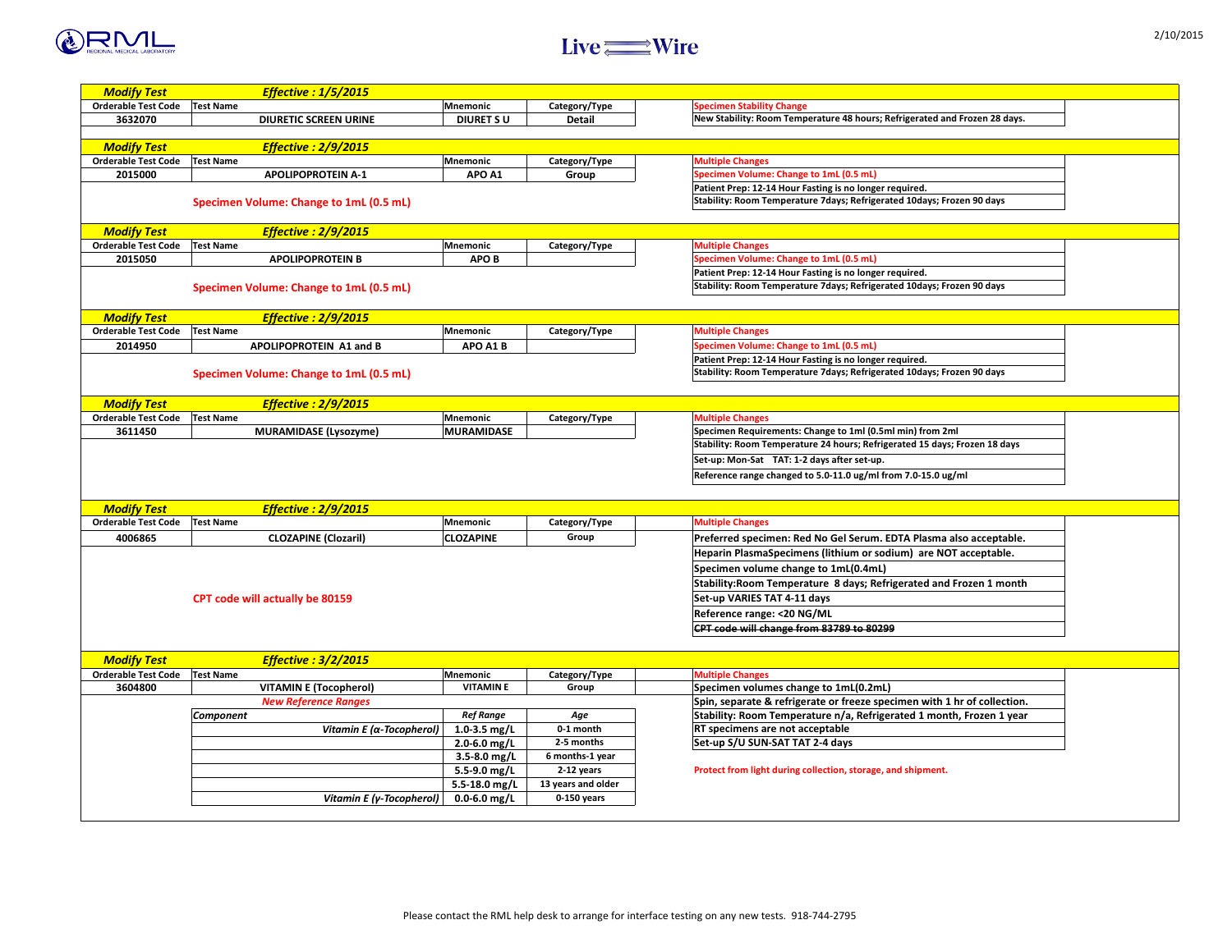## Modify Test — Effective : 1/5/2015

| Orderable Test Code | Test Name | Mnemonic | Category/Type |
|---|---|---|---|
| 3632070 | DIURETIC SCREEN URINE | DIURET S U | Detail |

**Specimen Stability Change**

New Stability: Room Temperature 48 hours; Refrigerated and Frozen 28 days.

## Modify Test — Effective : 2/9/2015

| Orderable Test Code | Test Name | Mnemonic | Category/Type |
|---|---|---|---|
| 2015000 | APOLIPOPROTEIN A-1 | APO A1 | Group |

**Specimen Volume: Change to 1mL (0.5 mL)**

**Multiple Changes**

- Specimen Volume: Change to 1mL (0.5 mL)
- Patient Prep: 12-14 Hour Fasting is no longer required.
- Stability: Room Temperature 7days; Refrigerated 10days; Frozen 90 days

## Modify Test — Effective : 2/9/2015

| Orderable Test Code | Test Name | Mnemonic | Category/Type |
|---|---|---|---|
| 2015050 | APOLIPOPROTEIN B | APO B | |

**Specimen Volume: Change to 1mL (0.5 mL)**

**Multiple Changes**

- Specimen Volume: Change to 1mL (0.5 mL)
- Patient Prep: 12-14 Hour Fasting is no longer required.
- Stability: Room Temperature 7days; Refrigerated 10days; Frozen 90 days

## Modify Test — Effective : 2/9/2015

| Orderable Test Code | Test Name | Mnemonic | Category/Type |
|---|---|---|---|
| 2014950 | APOLIPOPROTEIN A1 and B | APO A1 B | |

**Specimen Volume: Change to 1mL (0.5 mL)**

**Multiple Changes**

- Specimen Volume: Change to 1mL (0.5 mL)
- Patient Prep: 12-14 Hour Fasting is no longer required.
- Stability: Room Temperature 7days; Refrigerated 10days; Frozen 90 days

## Modify Test — Effective : 2/9/2015

| Orderable Test Code | Test Name | Mnemonic | Category/Type |
|---|---|---|---|
| 3611450 | MURAMIDASE (Lysozyme) | MURAMIDASE | |

**Multiple Changes**

- Specimen Requirements: Change to 1ml (0.5ml min) from 2ml
- Stability: Room Temperature 24 hours; Refrigerated 15 days; Frozen 18 days
- Set-up: Mon-Sat TAT: 1-2 days after set-up.
- Reference range changed to 5.0-11.0 ug/ml from 7.0-15.0 ug/ml

## Modify Test — Effective : 2/9/2015

| Orderable Test Code | Test Name | Mnemonic | Category/Type |
|---|---|---|---|
| 4006865 | CLOZAPINE (Clozaril) | CLOZAPINE | Group |

**CPT code will actually be 80159**

**Multiple Changes**

- Preferred specimen: Red No Gel Serum. EDTA Plasma also acceptable.
- Heparin PlasmaSpecimens (lithium or sodium) are NOT acceptable.
- Specimen volume change to 1mL(0.4mL)
- Stability:Room Temperature 8 days; Refrigerated and Frozen 1 month
- Set-up VARIES TAT 4-11 days
- Reference range: <20 NG/ML
- ~~CPT code will change from 83789 to 80299~~

## Modify Test — Effective : 3/2/2015

| Orderable Test Code | Test Name | Mnemonic | Category/Type |
|---|---|---|---|
| 3604800 | VITAMIN E (Tocopherol) | VITAMIN E | Group |

*New Reference Ranges*

| Component | Ref Range | Age |
|---|---|---|
| Vitamin E (α-Tocopherol) | 1.0-3.5 mg/L | 0-1 month |
| | 2.0-6.0 mg/L | 2-5 months |
| | 3.5-8.0 mg/L | 6 months-1 year |
| | 5.5-9.0 mg/L | 2-12 years |
| | 5.5-18.0 mg/L | 13 years and older |
| Vitamin E (γ-Tocopherol) | 0.0-6.0 mg/L | 0-150 years |

**Multiple Changes**

- Specimen volumes change to 1mL(0.2mL)
- Spin, separate & refrigerate or freeze specimen with 1 hr of collection.
- Stability: Room Temperature n/a, Refrigerated 1 month, Frozen 1 year
- RT specimens are not acceptable
- Set-up S/U SUN-SAT TAT 2-4 days

**Protect from light during collection, storage, and shipment.**

Please contact the RML help desk to arrange for interface testing on any new tests. 918-744-2795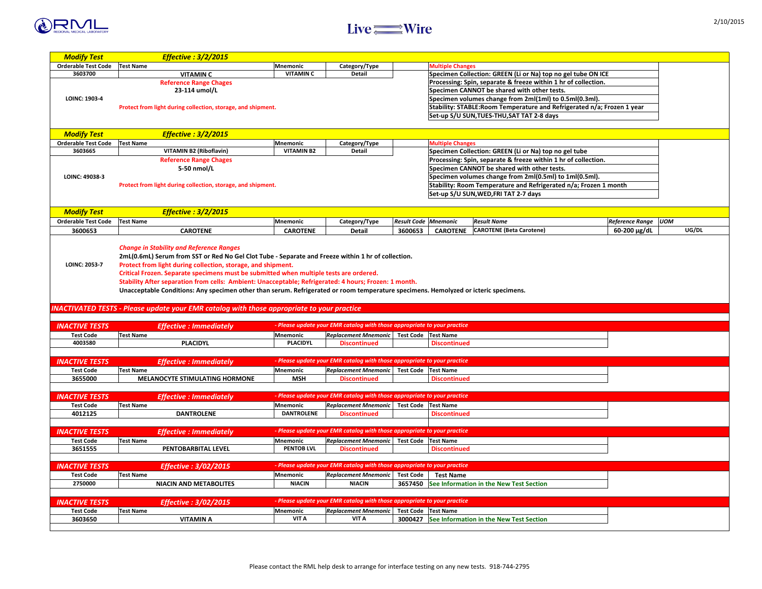## Modify Test — Effective : 3/2/2015

| Orderable Test Code | Test Name | Mnemonic | Category/Type |
|---|---|---|---|
| 3603700 | VITAMIN C | VITAMIN C | Detail |

LOINC: 1903-4

**Reference Range Chages**

**23-114 umol/L**

Protect from light during collection, storage, and shipment.

**Multiple Changes**

- Specimen Collection: GREEN (Li or Na) top no gel tube ON ICE
- Processing: Spin, separate & freeze within 1 hr of collection.
- Specimen CANNOT be shared with other tests.
- Specimen volumes change from 2ml(1ml) to 0.5ml(0.3ml).
- Stability: STABLE:Room Temperature and Refrigerated n/a; Frozen 1 year
- Set-up S/U SUN,TUES-THU,SAT TAT 2-8 days

## Modify Test — Effective : 3/2/2015

| Orderable Test Code | Test Name | Mnemonic | Category/Type |
|---|---|---|---|
| 3603665 | VITAMIN B2 (Riboflavin) | VITAMIN B2 | Detail |

LOINC: 49038-3

**Reference Range Chages**

**5-50 nmol/L**

Protect from light during collection, storage, and shipment.

**Multiple Changes**

- Specimen Collection: GREEN (Li or Na) top no gel tube
- Processing: Spin, separate & freeze within 1 hr of collection.
- Specimen CANNOT be shared with other tests.
- Specimen volumes change from 2ml(0.5ml) to 1ml(0.5ml).
- Stability: Room Temperature and Refrigerated n/a; Frozen 1 month
- Set-up S/U SUN,WED,FRI TAT 2-7 days

## Modify Test — Effective : 3/2/2015

| Orderable Test Code | Test Name | Mnemonic | Category/Type | Result Code | Mnemonic | Result Name | Reference Range | UOM |
|---|---|---|---|---|---|---|---|---|
| 3600653 | CAROTENE | CAROTENE | Detail | 3600653 | CAROTENE | CAROTENE (Beta Carotene) | 60-200 μg/dL | UG/DL |

LOINC: 2053-7

***Change in Stability and Reference Ranges***

**2mL(0.6mL) Serum from SST or Red No Gel Clot Tube - Separate and Freeze within 1 hr of collection.**

Protect from light during collection, storage, and shipment.

Critical Frozen. Separate specimens must be submitted when multiple tests are ordered.

Stability After separation from cells: Ambient: Unacceptable; Refrigerated: 4 hours; Frozen: 1 month.

**Unacceptable Conditions: Any specimen other than serum. Refrigerated or room temperature specimens. Hemolyzed or icteric specimens.**

## INACTIVATED TESTS - Please update your EMR catalog with those appropriate to your practice

### INACTIVE TESTS — Effective : Immediately - Please update your EMR catalog with those appropriate to your practice

| Test Code | Test Name | Mnemonic | Replacement Mnemonic | Test Code | Test Name |
|---|---|---|---|---|---|
| 4003580 | PLACIDYL | PLACIDYL | Discontinued | | Discontinued |

### INACTIVE TESTS — Effective : Immediately - Please update your EMR catalog with those appropriate to your practice

| Test Code | Test Name | Mnemonic | Replacement Mnemonic | Test Code | Test Name |
|---|---|---|---|---|---|
| 3655000 | MELANOCYTE STIMULATING HORMONE | MSH | Discontinued | | Discontinued |

### INACTIVE TESTS — Effective : Immediately - Please update your EMR catalog with those appropriate to your practice

| Test Code | Test Name | Mnemonic | Replacement Mnemonic | Test Code | Test Name |
|---|---|---|---|---|---|
| 4012125 | DANTROLENE | DANTROLENE | Discontinued | | Discontinued |

### INACTIVE TESTS — Effective : Immediately - Please update your EMR catalog with those appropriate to your practice

| Test Code | Test Name | Mnemonic | Replacement Mnemonic | Test Code | Test Name |
|---|---|---|---|---|---|
| 3651555 | PENTOBARBITAL LEVEL | PENTOB LVL | Discontinued | | Discontinued |

### INACTIVE TESTS — Effective : 3/02/2015 - Please update your EMR catalog with those appropriate to your practice

| Test Code | Test Name | Mnemonic | Replacement Mnemonic | Test Code | Test Name |
|---|---|---|---|---|---|
| 2750000 | NIACIN AND METABOLITES | NIACIN | NIACIN | 3657450 | See Information in the New Test Section |

### INACTIVE TESTS — Effective : 3/02/2015 - Please update your EMR catalog with those appropriate to your practice

| Test Code | Test Name | Mnemonic | Replacement Mnemonic | Test Code | Test Name |
|---|---|---|---|---|---|
| 3603650 | VITAMIN A | VIT A | VIT A | 3000427 | See Information in the New Test Section |

Please contact the RML help desk to arrange for interface testing on any new tests. 918-744-2795